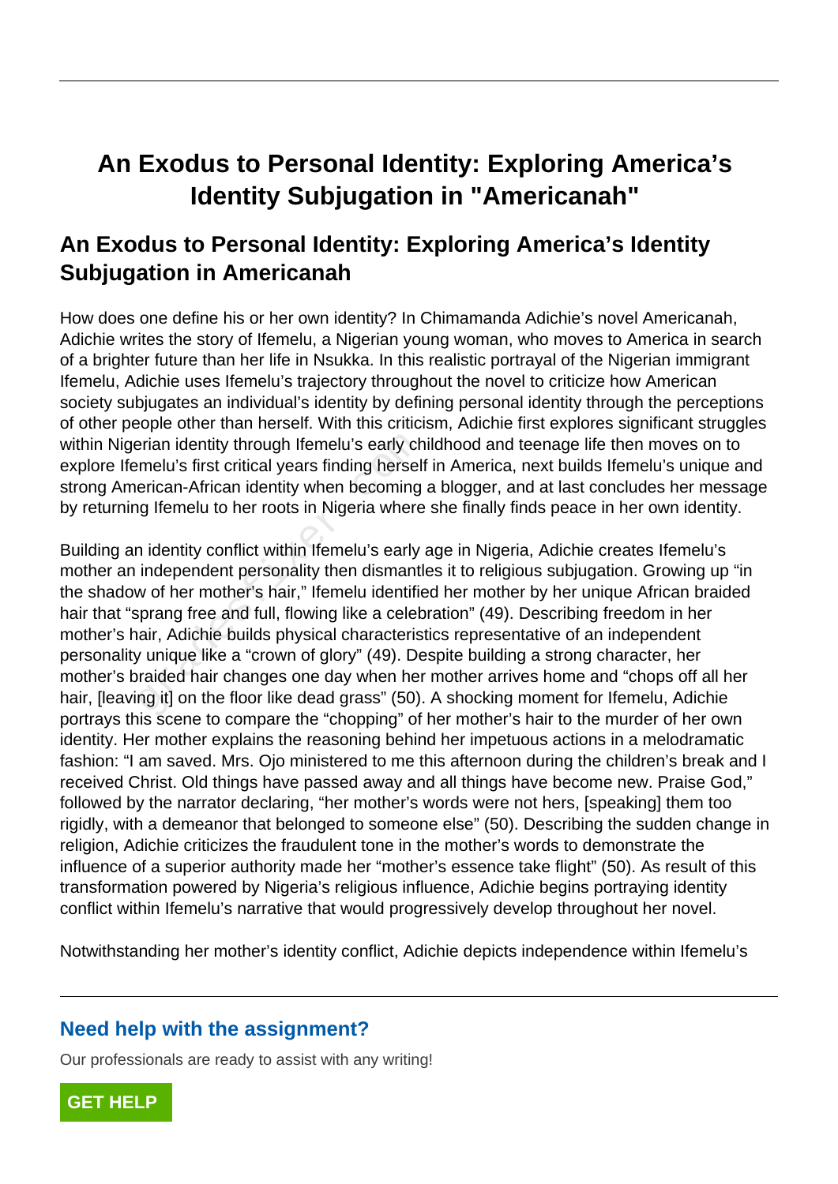# An Exodus to Personal Identity: Exploring America's Identity Subjugation in "Americanah"

## An Exodus to Personal Identity: Exploring America's Identity Subjugation in Americanah

How does one define his or her own identity? In Chimamanda Adichie's novel Americanah, Adichie writes the story of Ifemelu, a Nigerian young woman, who moves to America in search of a brighter future than her life in Nsukka. In this realistic portrayal of the Nigerian immigrant Ifemelu, Adichie uses Ifemelu's trajectory throughout the novel to criticize how American society subjugates an individual's identity by defining personal identity through the perceptions of other people other than herself. With this criticism, Adichie first explores significant struggles within Nigerian identity through Ifemelu's early childhood and teenage life then moves on to explore Ifemelu's first critical years finding herself in America, next builds Ifemelu's unique and strong American-African identity when becoming a blogger, and at last concludes her message by returning Ifemelu to her roots in Nigeria where she finally finds peace in her own identity.

Building an identity conflict within Ifemelu's early age in Nigeria, Adichie creates Ifemelu's mother an independent personality then dismantles it to religious subjugation. Growing up "in the shadow of her mother's hair," Ifemelu identified her mother by her unique African braided hair that "sprang free and full, flowing like a celebration" (49). Describing freedom in her mother's hair, Adichie builds physical characteristics representative of an independent personality unique like a "crown of glory" (49). Despite building a strong character, her mother's braided hair changes one day when her mother arrives home and "chops off all her hair, [leaving it] on the floor like dead grass" (50). A shocking moment for Ifemelu, Adichie portrays this scene to compare the "chopping" of her mother's hair to the murder of her own identity. Her mother explains the reasoning behind her impetuous actions in a melodramatic fashion: "I am saved. Mrs. Ojo ministered to me this afternoon during the children's break and I received Christ. Old things have passed away and all things have become new. Praise God," followed by the narrator declaring, "her mother's words were not hers, [speaking] them too rigidly, with a demeanor that belonged to someone else" (50). Describing the sudden change in religion, Adichie criticizes the fraudulent tone in the mother's words to demonstrate the influence of a superior authority made her "mother's essence take flight" (50). As result of this transformation powered by Nigeria's religious influence, Adichie begins portraying identity conflict within Ifemelu's narrative that would progressively develop throughout her novel.

Notwithstanding her mother's identity conflict, Adichie depicts independence within Ifemelu's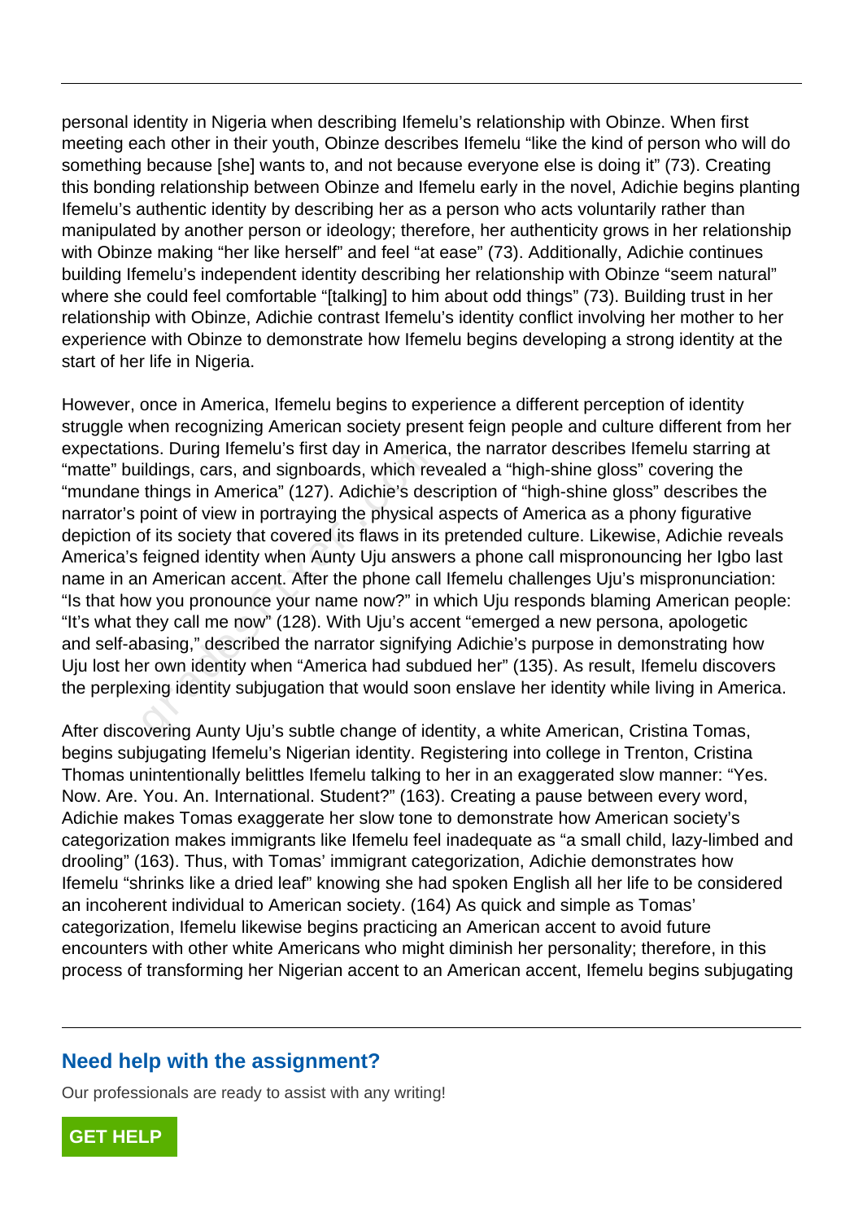personal identity in Nigeria when describing Ifemelu's relationship with Obinze. When first meeting each other in their youth, Obinze describes Ifemelu "like the kind of person who will do something because [she] wants to, and not because everyone else is doing it" (73). Creating this bonding relationship between Obinze and Ifemelu early in the novel, Adichie begins planting Ifemelu's authentic identity by describing her as a person who acts voluntarily rather than manipulated by another person or ideology; therefore, her authenticity grows in her relationship with Obinze making "her like herself" and feel "at ease" (73). Additionally, Adichie continues building Ifemelu's independent identity describing her relationship with Obinze "seem natural" where she could feel comfortable "[talking] to him about odd things" (73). Building trust in her relationship with Obinze, Adichie contrast Ifemelu's identity conflict involving her mother to her experience with Obinze to demonstrate how Ifemelu begins developing a strong identity at the start of her life in Nigeria.

However, once in America, Ifemelu begins to experience a different perception of identity struggle when recognizing American society present feign people and culture different from her expectations. During Ifemelu's first day in America, the narrator describes Ifemelu starring at "matte" buildings, cars, and signboards, which revealed a "high-shine gloss" covering the "mundane things in America" (127). Adichie's description of "high-shine gloss" describes the narrator's point of view in portraying the physical aspects of America as a phony figurative depiction of its society that covered its flaws in its pretended culture. Likewise, Adichie reveals America's feigned identity when Aunty Uju answers a phone call mispronouncing her Igbo last name in an American accent. After the phone call Ifemelu challenges Uju's mispronunciation: "Is that how you pronounce your name now?" in which Uju responds blaming American people: "It's what they call me now" (128). With Uju's accent "emerged a new persona, apologetic and self-abasing," described the narrator signifying Adichie's purpose in demonstrating how Uju lost her own identity when "America had subdued her" (135). As result, Ifemelu discovers the perplexing identity subjugation that would soon enslave her identity while living in America.

After discovering Aunty Uju's subtle change of identity, a white American, Cristina Tomas, begins subjugating Ifemelu's Nigerian identity. Registering into college in Trenton, Cristina Thomas unintentionally belittles Ifemelu talking to her in an exaggerated slow manner: "Yes. Now. Are. You. An. International. Student?" (163). Creating a pause between every word, Adichie makes Tomas exaggerate her slow tone to demonstrate how American society's categorization makes immigrants like Ifemelu feel inadequate as "a small child, lazy-limbed and drooling" (163). Thus, with Tomas' immigrant categorization, Adichie demonstrates how Ifemelu "shrinks like a dried leaf" knowing she had spoken English all her life to be considered an incoherent individual to American society. (164) As quick and simple as Tomas' categorization, Ifemelu likewise begins practicing an American accent to avoid future encounters with other white Americans who might diminish her personality; therefore, in this process of transforming her Nigerian accent to an American accent, Ifemelu begins subjugating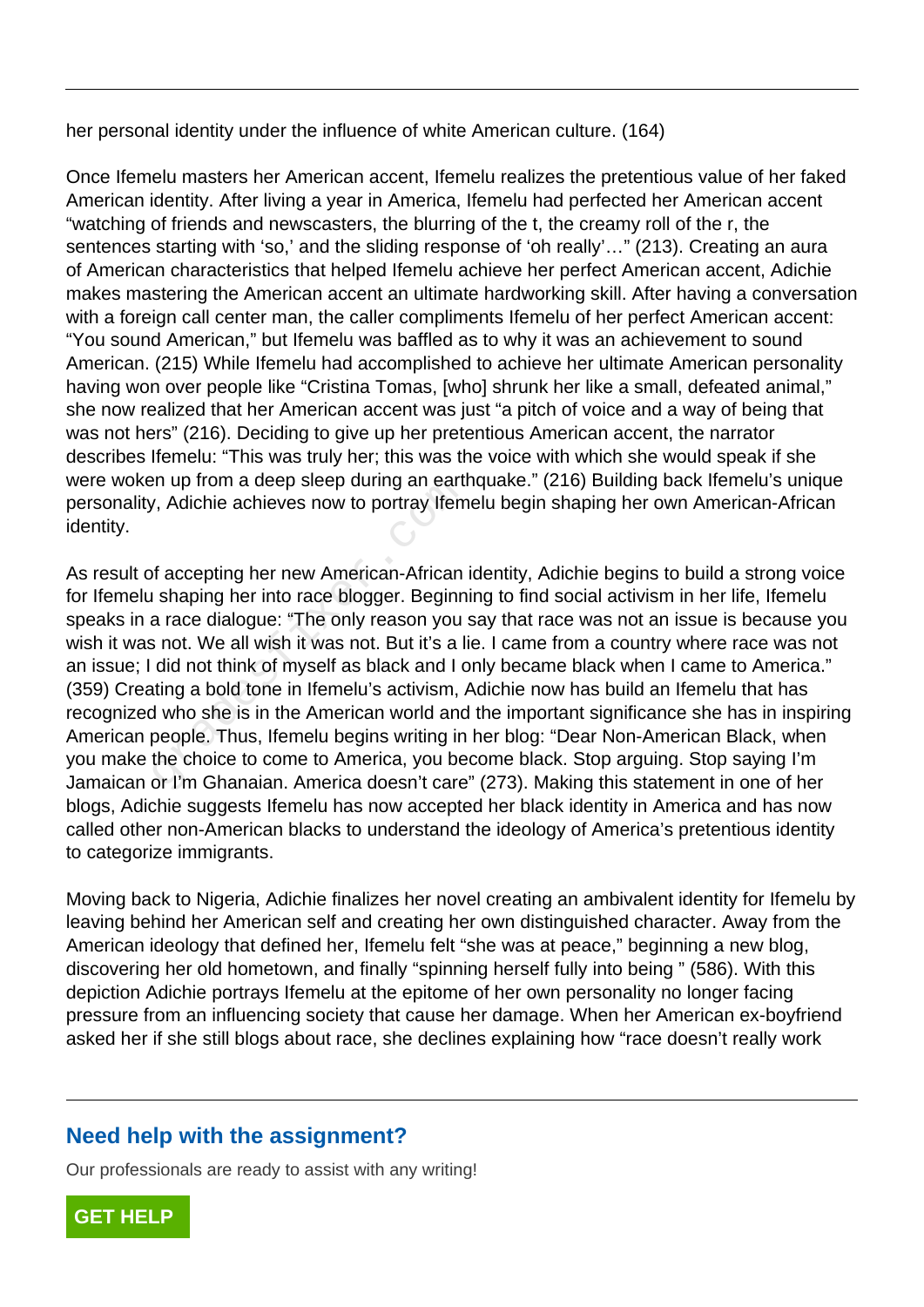her personal identity under the influence of white American culture. (164)

Once Ifemelu masters her American accent, Ifemelu realizes the pretentious value of her faked American identity. After living a year in America, Ifemelu had perfected her American accent "watching of friends and newscasters, the blurring of the t, the creamy roll of the r, the sentences starting with 'so,' and the sliding response of 'oh really'…" (213). Creating an aura of American characteristics that helped Ifemelu achieve her perfect American accent, Adichie makes mastering the American accent an ultimate hardworking skill. After having a conversation with a foreign call center man, the caller compliments Ifemelu of her perfect American accent: "You sound American," but Ifemelu was baffled as to why it was an achievement to sound American. (215) While Ifemelu had accomplished to achieve her ultimate American personality having won over people like "Cristina Tomas, [who] shrunk her like a small, defeated animal," she now realized that her American accent was just "a pitch of voice and a way of being that was not hers" (216). Deciding to give up her pretentious American accent, the narrator describes Ifemelu: "This was truly her; this was the voice with which she would speak if she were woken up from a deep sleep during an earthquake." (216) Building back Ifemelu's unique personality, Adichie achieves now to portray Ifemelu begin shaping her own American-African identity.

As result of accepting her new American-African identity, Adichie begins to build a strong voice for Ifemelu shaping her into race blogger. Beginning to find social activism in her life, Ifemelu speaks in a race dialogue: "The only reason you say that race was not an issue is because you wish it was not. We all wish it was not. But it's a lie. I came from a country where race was not an issue; I did not think of myself as black and I only became black when I came to America." (359) Creating a bold tone in Ifemelu's activism, Adichie now has build an Ifemelu that has recognized who she is in the American world and the important significance she has in inspiring American people. Thus, Ifemelu begins writing in her blog: "Dear Non-American Black, when you make the choice to come to America, you become black. Stop arguing. Stop saying I'm Jamaican or I'm Ghanaian. America doesn't care" (273). Making this statement in one of her blogs, Adichie suggests Ifemelu has now accepted her black identity in America and has now called other non-American blacks to understand the ideology of America's pretentious identity to categorize immigrants.

Moving back to Nigeria, Adichie finalizes her novel creating an ambivalent identity for Ifemelu by leaving behind her American self and creating her own distinguished character. Away from the American ideology that defined her, Ifemelu felt "she was at peace," beginning a new blog, discovering her old hometown, and finally "spinning herself fully into being " (586). With this depiction Adichie portrays Ifemelu at the epitome of her own personality no longer facing pressure from an influencing society that cause her damage. When her American ex-boyfriend asked her if she still blogs about race, she declines explaining how "race doesn't really work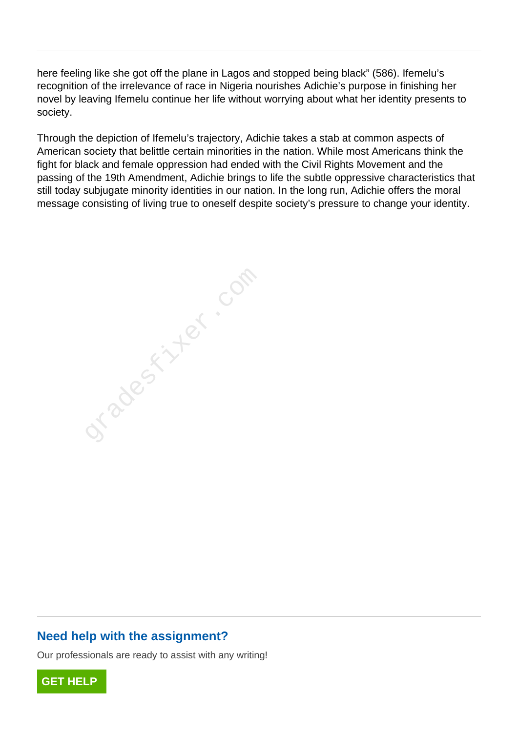here feeling like she got off the plane in Lagos and stopped being black" (586). Ifemelu's recognition of the irrelevance of race in Nigeria nourishes Adichie's purpose in finishing her novel by leaving Ifemelu continue her life without worrying about what her identity presents to society.

Through the depiction of Ifemelu's trajectory, Adichie takes a stab at common aspects of American society that belittle certain minorities in the nation. While most Americans think the fight for black and female oppression had ended with the Civil Rights Movement and the passing of the 19th Amendment, Adichie brings to life the subtle oppressive characteristics that still today subjugate minority identities in our nation. In the long run, Adichie offers the moral message consisting of living true to oneself despite society's pressure to change your identity.

## Need help with the assignment?

Our professionals are ready to assist with any writing!

GET HELP